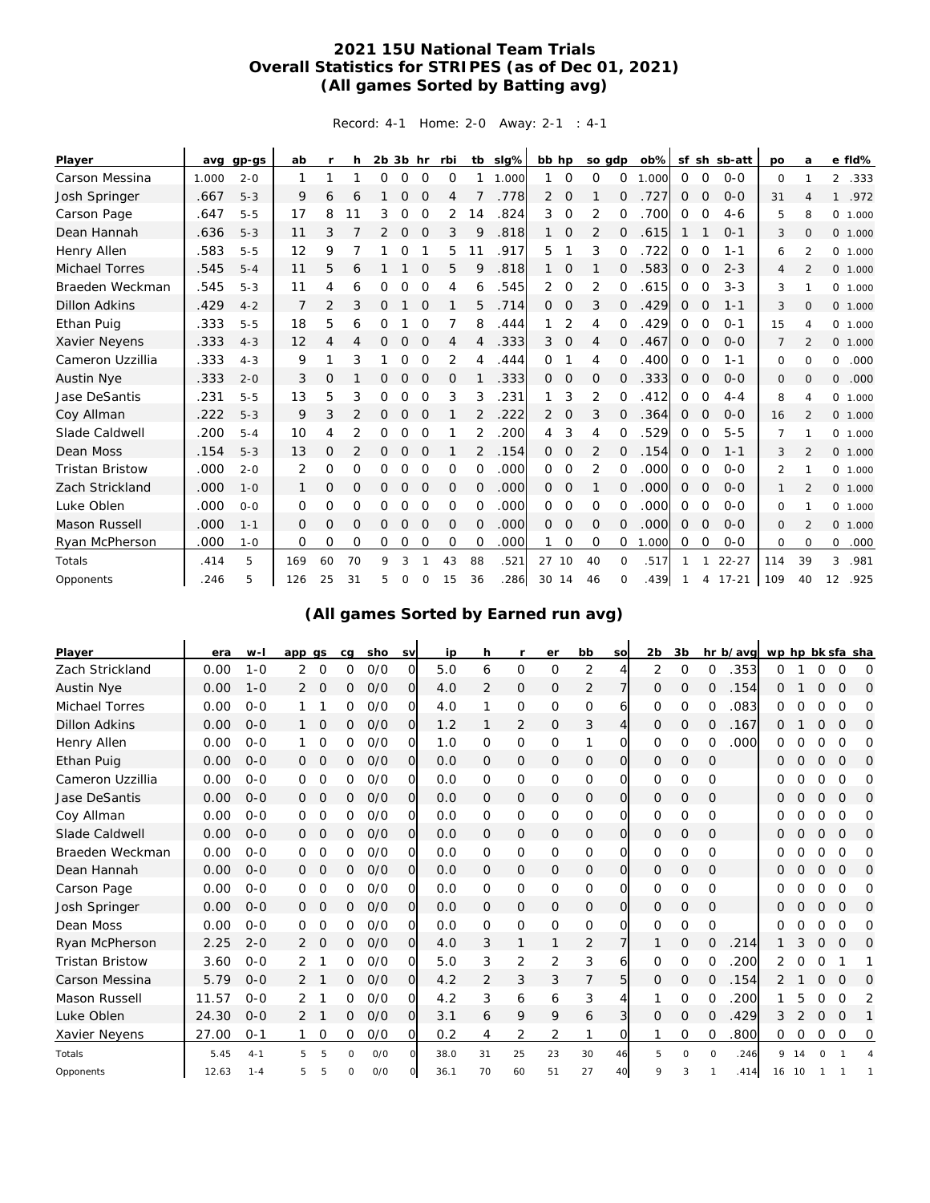# 2021 15U National Team Trials
## Overall Statistics for STRIPES (as of Dec 01, 2021)
### (All games Sorted by Batting avg)

Record: 4-1 Home: 2-0 Away: 2-1 : 4-1

| Player | avg | gp-gs | ab | r | h | 2b | 3b | hr | rbi | tb | slg% | bb | hp | so | gdp | ob% | sf | sh | sb-att | po | a | e | fld% |
|---|---|---|---|---|---|---|---|---|---|---|---|---|---|---|---|---|---|---|---|---|---|---|---|
| Carson Messina | 1.000 | 2-0 | 1 | 1 | 1 | 0 | 0 | 0 | 0 | 1 | 1.000 | 1 | 0 | 0 | 0 | 1.000 | 0 | 0 | 0-0 | 0 | 1 | 2 | .333 |
| Josh Springer | .667 | 5-3 | 9 | 6 | 6 | 1 | 0 | 0 | 4 | 7 | .778 | 2 | 0 | 1 | 0 | .727 | 0 | 0 | 0-0 | 31 | 4 | 1 | .972 |
| Carson Page | .647 | 5-5 | 17 | 8 | 11 | 3 | 0 | 0 | 2 | 14 | .824 | 3 | 0 | 2 | 0 | .700 | 0 | 0 | 4-6 | 5 | 8 | 0 | 1.000 |
| Dean Hannah | .636 | 5-3 | 11 | 3 | 7 | 2 | 0 | 0 | 3 | 9 | .818 | 1 | 0 | 2 | 0 | .615 | 1 | 1 | 0-1 | 3 | 0 | 0 | 1.000 |
| Henry Allen | .583 | 5-5 | 12 | 9 | 7 | 1 | 0 | 1 | 5 | 11 | .917 | 5 | 1 | 3 | 0 | .722 | 0 | 0 | 1-1 | 6 | 2 | 0 | 1.000 |
| Michael Torres | .545 | 5-4 | 11 | 5 | 6 | 1 | 1 | 0 | 5 | 9 | .818 | 1 | 0 | 1 | 0 | .583 | 0 | 0 | 2-3 | 4 | 2 | 0 | 1.000 |
| Braeden Weckman | .545 | 5-3 | 11 | 4 | 6 | 0 | 0 | 0 | 4 | 6 | .545 | 2 | 0 | 2 | 0 | .615 | 0 | 0 | 3-3 | 3 | 1 | 0 | 1.000 |
| Dillon Adkins | .429 | 4-2 | 7 | 2 | 3 | 0 | 1 | 0 | 1 | 5 | .714 | 0 | 0 | 3 | 0 | .429 | 0 | 0 | 1-1 | 3 | 0 | 0 | 1.000 |
| Ethan Puig | .333 | 5-5 | 18 | 5 | 6 | 0 | 1 | 0 | 7 | 8 | .444 | 1 | 2 | 4 | 0 | .429 | 0 | 0 | 0-1 | 15 | 4 | 0 | 1.000 |
| Xavier Neyens | .333 | 4-3 | 12 | 4 | 4 | 0 | 0 | 0 | 4 | 4 | .333 | 3 | 0 | 4 | 0 | .467 | 0 | 0 | 0-0 | 7 | 2 | 0 | 1.000 |
| Cameron Uzzillia | .333 | 4-3 | 9 | 1 | 3 | 1 | 0 | 0 | 2 | 4 | .444 | 0 | 1 | 4 | 0 | .400 | 0 | 0 | 1-1 | 0 | 0 | 0 | .000 |
| Austin Nye | .333 | 2-0 | 3 | 0 | 1 | 0 | 0 | 0 | 0 | 1 | .333 | 0 | 0 | 0 | 0 | .333 | 0 | 0 | 0-0 | 0 | 0 | 0 | .000 |
| Jase DeSantis | .231 | 5-5 | 13 | 5 | 3 | 0 | 0 | 0 | 3 | 3 | .231 | 1 | 3 | 2 | 0 | .412 | 0 | 0 | 4-4 | 8 | 4 | 0 | 1.000 |
| Coy Allman | .222 | 5-3 | 9 | 3 | 2 | 0 | 0 | 0 | 1 | 2 | .222 | 2 | 0 | 3 | 0 | .364 | 0 | 0 | 0-0 | 16 | 2 | 0 | 1.000 |
| Slade Caldwell | .200 | 5-4 | 10 | 4 | 2 | 0 | 0 | 0 | 1 | 2 | .200 | 4 | 3 | 4 | 0 | .529 | 0 | 0 | 5-5 | 7 | 1 | 0 | 1.000 |
| Dean Moss | .154 | 5-3 | 13 | 0 | 2 | 0 | 0 | 0 | 1 | 2 | .154 | 0 | 0 | 2 | 0 | .154 | 0 | 0 | 1-1 | 3 | 2 | 0 | 1.000 |
| Tristan Bristow | .000 | 2-0 | 2 | 0 | 0 | 0 | 0 | 0 | 0 | 0 | .000 | 0 | 0 | 2 | 0 | .000 | 0 | 0 | 0-0 | 2 | 1 | 0 | 1.000 |
| Zach Strickland | .000 | 1-0 | 1 | 0 | 0 | 0 | 0 | 0 | 0 | 0 | .000 | 0 | 0 | 1 | 0 | .000 | 0 | 0 | 0-0 | 1 | 2 | 0 | 1.000 |
| Luke Oblen | .000 | 0-0 | 0 | 0 | 0 | 0 | 0 | 0 | 0 | 0 | .000 | 0 | 0 | 0 | 0 | .000 | 0 | 0 | 0-0 | 0 | 1 | 0 | 1.000 |
| Mason Russell | .000 | 1-1 | 0 | 0 | 0 | 0 | 0 | 0 | 0 | 0 | .000 | 0 | 0 | 0 | 0 | .000 | 0 | 0 | 0-0 | 0 | 2 | 0 | 1.000 |
| Ryan McPherson | .000 | 1-0 | 0 | 0 | 0 | 0 | 0 | 0 | 0 | 0 | .000 | 1 | 0 | 0 | 0 | 1.000 | 0 | 0 | 0-0 | 0 | 0 | 0 | .000 |
| Totals | .414 | 5 | 169 | 60 | 70 | 9 | 3 | 1 | 43 | 88 | .521 | 27 | 10 | 40 | 0 | .517 | 1 | 1 | 22-27 | 114 | 39 | 3 | .981 |
| Opponents | .246 | 5 | 126 | 25 | 31 | 5 | 0 | 0 | 15 | 36 | .286 | 30 | 14 | 46 | 0 | .439 | 1 | 4 | 17-21 | 109 | 40 | 12 | .925 |

### (All games Sorted by Earned run avg)

| Player | era | w-l | app | gs | cg | sho | sv | ip | h | r | er | bb | so | 2b | 3b | hr | b/avg | wp | hp | bk | sfa | sha |
|---|---|---|---|---|---|---|---|---|---|---|---|---|---|---|---|---|---|---|---|---|---|---|
| Zach Strickland | 0.00 | 1-0 | 2 | 0 | 0 | 0/0 | 0 | 5.0 | 6 | 0 | 0 | 2 | 4 | 2 | 0 | 0 | .353 | 0 | 1 | 0 | 0 | 0 |
| Austin Nye | 0.00 | 1-0 | 2 | 0 | 0 | 0/0 | 0 | 4.0 | 2 | 0 | 0 | 2 | 7 | 0 | 0 | 0 | .154 | 0 | 1 | 0 | 0 | 0 |
| Michael Torres | 0.00 | 0-0 | 1 | 1 | 0 | 0/0 | 0 | 4.0 | 1 | 0 | 0 | 0 | 6 | 0 | 0 | 0 | .083 | 0 | 0 | 0 | 0 | 0 |
| Dillon Adkins | 0.00 | 0-0 | 1 | 0 | 0 | 0/0 | 0 | 1.2 | 1 | 2 | 0 | 3 | 4 | 0 | 0 | 0 | .167 | 0 | 1 | 0 | 0 | 0 |
| Henry Allen | 0.00 | 0-0 | 1 | 0 | 0 | 0/0 | 0 | 1.0 | 0 | 0 | 0 | 1 | 0 | 0 | 0 | 0 | .000 | 0 | 0 | 0 | 0 | 0 |
| Ethan Puig | 0.00 | 0-0 | 0 | 0 | 0 | 0/0 | 0 | 0.0 | 0 | 0 | 0 | 0 | 0 | 0 | 0 | 0 | | 0 | 0 | 0 | 0 | 0 |
| Cameron Uzzillia | 0.00 | 0-0 | 0 | 0 | 0 | 0/0 | 0 | 0.0 | 0 | 0 | 0 | 0 | 0 | 0 | 0 | 0 | | 0 | 0 | 0 | 0 | 0 |
| Jase DeSantis | 0.00 | 0-0 | 0 | 0 | 0 | 0/0 | 0 | 0.0 | 0 | 0 | 0 | 0 | 0 | 0 | 0 | 0 | | 0 | 0 | 0 | 0 | 0 |
| Coy Allman | 0.00 | 0-0 | 0 | 0 | 0 | 0/0 | 0 | 0.0 | 0 | 0 | 0 | 0 | 0 | 0 | 0 | 0 | | 0 | 0 | 0 | 0 | 0 |
| Slade Caldwell | 0.00 | 0-0 | 0 | 0 | 0 | 0/0 | 0 | 0.0 | 0 | 0 | 0 | 0 | 0 | 0 | 0 | 0 | | 0 | 0 | 0 | 0 | 0 |
| Braeden Weckman | 0.00 | 0-0 | 0 | 0 | 0 | 0/0 | 0 | 0.0 | 0 | 0 | 0 | 0 | 0 | 0 | 0 | 0 | | 0 | 0 | 0 | 0 | 0 |
| Dean Hannah | 0.00 | 0-0 | 0 | 0 | 0 | 0/0 | 0 | 0.0 | 0 | 0 | 0 | 0 | 0 | 0 | 0 | 0 | | 0 | 0 | 0 | 0 | 0 |
| Carson Page | 0.00 | 0-0 | 0 | 0 | 0 | 0/0 | 0 | 0.0 | 0 | 0 | 0 | 0 | 0 | 0 | 0 | 0 | | 0 | 0 | 0 | 0 | 0 |
| Josh Springer | 0.00 | 0-0 | 0 | 0 | 0 | 0/0 | 0 | 0.0 | 0 | 0 | 0 | 0 | 0 | 0 | 0 | 0 | | 0 | 0 | 0 | 0 | 0 |
| Dean Moss | 0.00 | 0-0 | 0 | 0 | 0 | 0/0 | 0 | 0.0 | 0 | 0 | 0 | 0 | 0 | 0 | 0 | 0 | | 0 | 0 | 0 | 0 | 0 |
| Ryan McPherson | 2.25 | 2-0 | 2 | 0 | 0 | 0/0 | 0 | 4.0 | 3 | 1 | 1 | 2 | 7 | 1 | 0 | 0 | .214 | 1 | 3 | 0 | 0 | 0 |
| Tristan Bristow | 3.60 | 0-0 | 2 | 1 | 0 | 0/0 | 0 | 5.0 | 3 | 2 | 2 | 3 | 6 | 0 | 0 | 0 | .200 | 2 | 0 | 0 | 1 | 1 |
| Carson Messina | 5.79 | 0-0 | 2 | 1 | 0 | 0/0 | 0 | 4.2 | 2 | 3 | 3 | 7 | 5 | 0 | 0 | 0 | .154 | 2 | 1 | 0 | 0 | 0 |
| Mason Russell | 11.57 | 0-0 | 2 | 1 | 0 | 0/0 | 0 | 4.2 | 3 | 6 | 6 | 3 | 4 | 1 | 0 | 0 | .200 | 1 | 5 | 0 | 0 | 2 |
| Luke Oblen | 24.30 | 0-0 | 2 | 1 | 0 | 0/0 | 0 | 3.1 | 6 | 9 | 9 | 6 | 3 | 0 | 0 | 0 | .429 | 3 | 2 | 0 | 0 | 1 |
| Xavier Neyens | 27.00 | 0-1 | 1 | 0 | 0 | 0/0 | 0 | 0.2 | 4 | 2 | 2 | 1 | 0 | 1 | 0 | 0 | .800 | 0 | 0 | 0 | 0 | 0 |
| Totals | 5.45 | 4-1 | 5 | 5 | 0 | 0/0 | 0 | 38.0 | 31 | 25 | 23 | 30 | 46 | 5 | 0 | 0 | .246 | 9 | 14 | 0 | 1 | 4 |
| Opponents | 12.63 | 1-4 | 5 | 5 | 0 | 0/0 | 0 | 36.1 | 70 | 60 | 51 | 27 | 40 | 9 | 3 | 1 | .414 | 16 | 10 | 1 | 1 | 1 |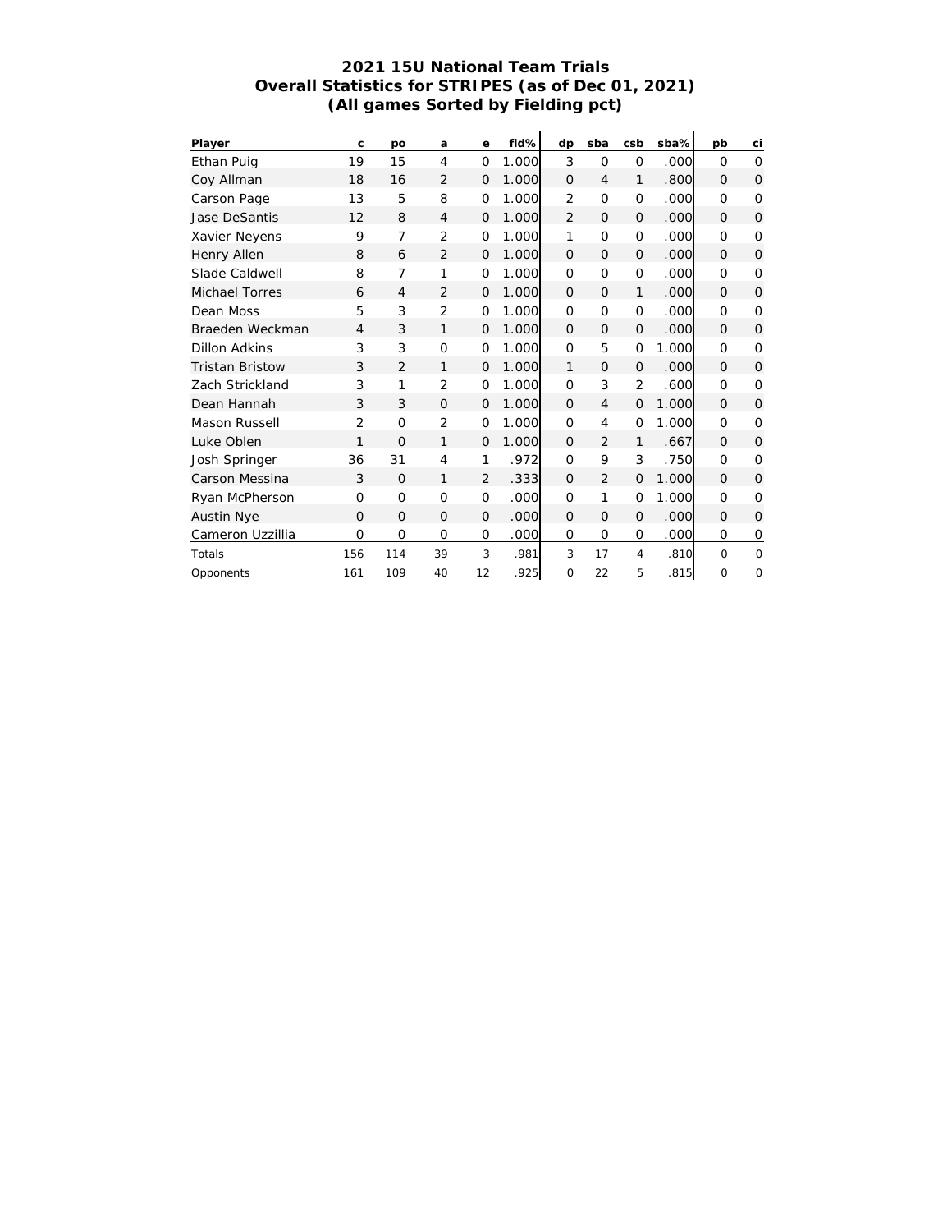# 2021 15U National Team Trials
## Overall Statistics for STRIPES (as of Dec 01, 2021)
### (All games Sorted by Fielding pct)

| Player | c | po | a | e | fld% | dp | sba | csb | sba% | pb | ci |
|---|---|---|---|---|---|---|---|---|---|---|---|
| Ethan Puig | 19 | 15 | 4 | 0 | 1.000 | 3 | 0 | 0 | .000 | 0 | 0 |
| Coy Allman | 18 | 16 | 2 | 0 | 1.000 | 0 | 4 | 1 | .800 | 0 | 0 |
| Carson Page | 13 | 5 | 8 | 0 | 1.000 | 2 | 0 | 0 | .000 | 0 | 0 |
| Jase DeSantis | 12 | 8 | 4 | 0 | 1.000 | 2 | 0 | 0 | .000 | 0 | 0 |
| Xavier Neyens | 9 | 7 | 2 | 0 | 1.000 | 1 | 0 | 0 | .000 | 0 | 0 |
| Henry Allen | 8 | 6 | 2 | 0 | 1.000 | 0 | 0 | 0 | .000 | 0 | 0 |
| Slade Caldwell | 8 | 7 | 1 | 0 | 1.000 | 0 | 0 | 0 | .000 | 0 | 0 |
| Michael Torres | 6 | 4 | 2 | 0 | 1.000 | 0 | 0 | 1 | .000 | 0 | 0 |
| Dean Moss | 5 | 3 | 2 | 0 | 1.000 | 0 | 0 | 0 | .000 | 0 | 0 |
| Braeden Weckman | 4 | 3 | 1 | 0 | 1.000 | 0 | 0 | 0 | .000 | 0 | 0 |
| Dillon Adkins | 3 | 3 | 0 | 0 | 1.000 | 0 | 5 | 0 | 1.000 | 0 | 0 |
| Tristan Bristow | 3 | 2 | 1 | 0 | 1.000 | 1 | 0 | 0 | .000 | 0 | 0 |
| Zach Strickland | 3 | 1 | 2 | 0 | 1.000 | 0 | 3 | 2 | .600 | 0 | 0 |
| Dean Hannah | 3 | 3 | 0 | 0 | 1.000 | 0 | 4 | 0 | 1.000 | 0 | 0 |
| Mason Russell | 2 | 0 | 2 | 0 | 1.000 | 0 | 4 | 0 | 1.000 | 0 | 0 |
| Luke Oblen | 1 | 0 | 1 | 0 | 1.000 | 0 | 2 | 1 | .667 | 0 | 0 |
| Josh Springer | 36 | 31 | 4 | 1 | .972 | 0 | 9 | 3 | .750 | 0 | 0 |
| Carson Messina | 3 | 0 | 1 | 2 | .333 | 0 | 2 | 0 | 1.000 | 0 | 0 |
| Ryan McPherson | 0 | 0 | 0 | 0 | .000 | 0 | 1 | 0 | 1.000 | 0 | 0 |
| Austin Nye | 0 | 0 | 0 | 0 | .000 | 0 | 0 | 0 | .000 | 0 | 0 |
| Cameron Uzzillia | 0 | 0 | 0 | 0 | .000 | 0 | 0 | 0 | .000 | 0 | 0 |
| Totals | 156 | 114 | 39 | 3 | .981 | 3 | 17 | 4 | .810 | 0 | 0 |
| Opponents | 161 | 109 | 40 | 12 | .925 | 0 | 22 | 5 | .815 | 0 | 0 |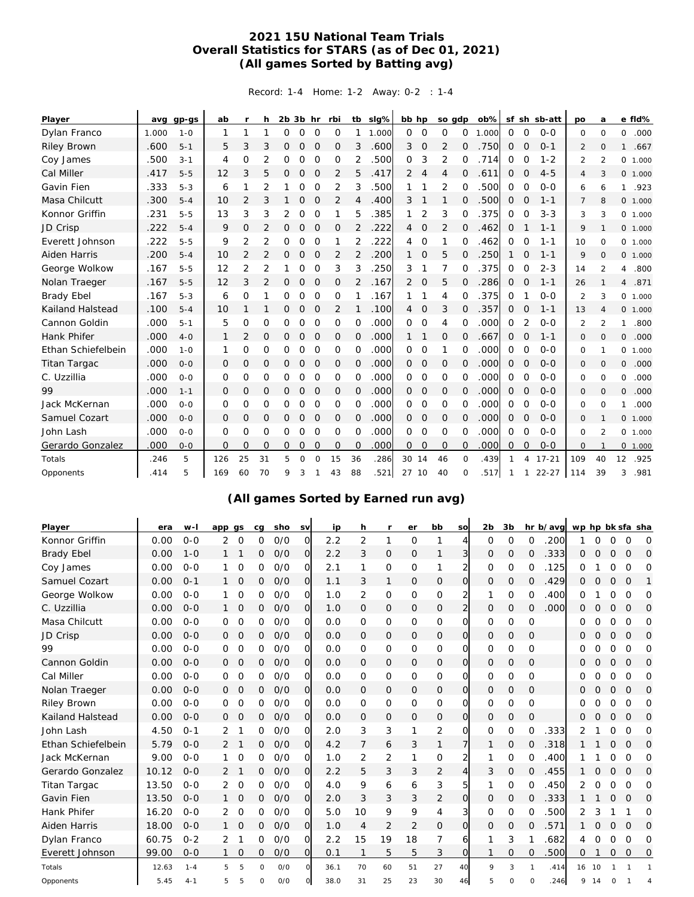# 2021 15U National Team Trials
## Overall Statistics for STARS (as of Dec 01, 2021)
### (All games Sorted by Batting avg)

Record: 1-4 Home: 1-2 Away: 0-2 : 1-4

| Player | avg | gp-gs | ab | r | h | 2b | 3b | hr | rbi | tb | slg% | bb | hp | so | gdp | ob% | sf | sh | sb-att | po | a | e | fld% |
|---|---|---|---|---|---|---|---|---|---|---|---|---|---|---|---|---|---|---|---|---|---|---|---|
| Dylan Franco | 1.000 | 1-0 | 1 | 1 | 1 | 0 | 0 | 0 | 0 | 1 | 1.000 | 0 | 0 | 0 | 0 | 1.000 | 0 | 0 | 0-0 | 0 | 0 | 0 | .000 |
| Riley Brown | .600 | 5-1 | 5 | 3 | 3 | 0 | 0 | 0 | 0 | 3 | .600 | 3 | 0 | 2 | 0 | .750 | 0 | 0 | 0-1 | 2 | 0 | 1 | .667 |
| Coy James | .500 | 3-1 | 4 | 0 | 2 | 0 | 0 | 0 | 0 | 2 | .500 | 0 | 3 | 2 | 0 | .714 | 0 | 0 | 1-2 | 2 | 2 | 0 | 1.000 |
| Cal Miller | .417 | 5-5 | 12 | 3 | 5 | 0 | 0 | 0 | 2 | 5 | .417 | 2 | 4 | 4 | 0 | .611 | 0 | 0 | 4-5 | 4 | 3 | 0 | 1.000 |
| Gavin Fien | .333 | 5-3 | 6 | 1 | 2 | 1 | 0 | 0 | 2 | 3 | .500 | 1 | 1 | 2 | 0 | .500 | 0 | 0 | 0-0 | 6 | 6 | 1 | .923 |
| Masa Chilcutt | .300 | 5-4 | 10 | 2 | 3 | 1 | 0 | 0 | 2 | 4 | .400 | 3 | 1 | 1 | 0 | .500 | 0 | 0 | 1-1 | 7 | 8 | 0 | 1.000 |
| Konnor Griffin | .231 | 5-5 | 13 | 3 | 3 | 2 | 0 | 0 | 1 | 5 | .385 | 1 | 2 | 3 | 0 | .375 | 0 | 0 | 3-3 | 3 | 3 | 0 | 1.000 |
| JD Crisp | .222 | 5-4 | 9 | 0 | 2 | 0 | 0 | 0 | 0 | 2 | .222 | 4 | 0 | 2 | 0 | .462 | 0 | 1 | 1-1 | 9 | 1 | 0 | 1.000 |
| Everett Johnson | .222 | 5-5 | 9 | 2 | 2 | 0 | 0 | 0 | 1 | 2 | .222 | 4 | 0 | 1 | 0 | .462 | 0 | 0 | 1-1 | 10 | 0 | 0 | 1.000 |
| Aiden Harris | .200 | 5-4 | 10 | 2 | 2 | 0 | 0 | 0 | 2 | 2 | .200 | 1 | 0 | 5 | 0 | .250 | 1 | 0 | 1-1 | 9 | 0 | 0 | 1.000 |
| George Wolkow | .167 | 5-5 | 12 | 2 | 2 | 1 | 0 | 0 | 3 | 3 | .250 | 3 | 1 | 7 | 0 | .375 | 0 | 0 | 2-3 | 14 | 2 | 4 | .800 |
| Nolan Traeger | .167 | 5-5 | 12 | 3 | 2 | 0 | 0 | 0 | 0 | 2 | .167 | 2 | 0 | 5 | 0 | .286 | 0 | 0 | 1-1 | 26 | 1 | 4 | .871 |
| Brady Ebel | .167 | 5-3 | 6 | 0 | 1 | 0 | 0 | 0 | 0 | 1 | .167 | 1 | 1 | 4 | 0 | .375 | 0 | 1 | 0-0 | 2 | 3 | 0 | 1.000 |
| Kailand Halstead | .100 | 5-4 | 10 | 1 | 1 | 0 | 0 | 0 | 2 | 1 | .100 | 4 | 0 | 3 | 0 | .357 | 0 | 0 | 1-1 | 13 | 4 | 0 | 1.000 |
| Cannon Goldin | .000 | 5-1 | 5 | 0 | 0 | 0 | 0 | 0 | 0 | 0 | .000 | 0 | 0 | 4 | 0 | .000 | 0 | 2 | 0-0 | 2 | 2 | 1 | .800 |
| Hank Phifer | .000 | 4-0 | 1 | 2 | 0 | 0 | 0 | 0 | 0 | 0 | .000 | 1 | 1 | 0 | 0 | .667 | 0 | 0 | 1-1 | 0 | 0 | 0 | .000 |
| Ethan Schiefelbein | .000 | 1-0 | 1 | 0 | 0 | 0 | 0 | 0 | 0 | 0 | .000 | 0 | 0 | 1 | 0 | .000 | 0 | 0 | 0-0 | 0 | 1 | 0 | 1.000 |
| Titan Targac | .000 | 0-0 | 0 | 0 | 0 | 0 | 0 | 0 | 0 | 0 | .000 | 0 | 0 | 0 | 0 | .000 | 0 | 0 | 0-0 | 0 | 0 | 0 | .000 |
| C. Uzzillia | .000 | 0-0 | 0 | 0 | 0 | 0 | 0 | 0 | 0 | 0 | .000 | 0 | 0 | 0 | 0 | .000 | 0 | 0 | 0-0 | 0 | 0 | 0 | .000 |
| 99 | .000 | 1-1 | 0 | 0 | 0 | 0 | 0 | 0 | 0 | 0 | .000 | 0 | 0 | 0 | 0 | .000 | 0 | 0 | 0-0 | 0 | 0 | 0 | .000 |
| Jack McKernan | .000 | 0-0 | 0 | 0 | 0 | 0 | 0 | 0 | 0 | 0 | .000 | 0 | 0 | 0 | 0 | .000 | 0 | 0 | 0-0 | 0 | 0 | 1 | .000 |
| Samuel Cozart | .000 | 0-0 | 0 | 0 | 0 | 0 | 0 | 0 | 0 | 0 | .000 | 0 | 0 | 0 | 0 | .000 | 0 | 0 | 0-0 | 0 | 1 | 0 | 1.000 |
| John Lash | .000 | 0-0 | 0 | 0 | 0 | 0 | 0 | 0 | 0 | 0 | .000 | 0 | 0 | 0 | 0 | .000 | 0 | 0 | 0-0 | 0 | 2 | 0 | 1.000 |
| Gerardo Gonzalez | .000 | 0-0 | 0 | 0 | 0 | 0 | 0 | 0 | 0 | 0 | .000 | 0 | 0 | 0 | 0 | .000 | 0 | 0 | 0-0 | 0 | 1 | 0 | 1.000 |
| Totals | .246 | 5 | 126 | 25 | 31 | 5 | 0 | 0 | 15 | 36 | .286 | 30 | 14 | 46 | 0 | .439 | 1 | 4 | 17-21 | 109 | 40 | 12 | .925 |
| Opponents | .414 | 5 | 169 | 60 | 70 | 9 | 3 | 1 | 43 | 88 | .521 | 27 | 10 | 40 | 0 | .517 | 1 | 1 | 22-27 | 114 | 39 | 3 | .981 |

### (All games Sorted by Earned run avg)

| Player | era | w-l | app | gs | cg | sho | sv | ip | h | r | er | bb | so | 2b | 3b | hr | b/avg | wp | hp | bk | sfa | sha |
|---|---|---|---|---|---|---|---|---|---|---|---|---|---|---|---|---|---|---|---|---|---|---|
| Konnor Griffin | 0.00 | 0-0 | 2 | 0 | 0 | 0/0 | 0 | 2.2 | 2 | 1 | 0 | 1 | 4 | 0 | 0 | 0 | .200 | 1 | 0 | 0 | 0 | 0 |
| Brady Ebel | 0.00 | 1-0 | 1 | 1 | 0 | 0/0 | 0 | 2.2 | 3 | 0 | 0 | 1 | 3 | 0 | 0 | 0 | .333 | 0 | 0 | 0 | 0 | 0 |
| Coy James | 0.00 | 0-0 | 1 | 0 | 0 | 0/0 | 0 | 2.1 | 1 | 0 | 0 | 1 | 2 | 0 | 0 | 0 | .125 | 0 | 1 | 0 | 0 | 0 |
| Samuel Cozart | 0.00 | 0-1 | 1 | 0 | 0 | 0/0 | 0 | 1.1 | 3 | 1 | 0 | 0 | 0 | 0 | 0 | 0 | .429 | 0 | 0 | 0 | 0 | 1 |
| George Wolkow | 0.00 | 0-0 | 1 | 0 | 0 | 0/0 | 0 | 1.0 | 2 | 0 | 0 | 0 | 2 | 1 | 0 | 0 | .400 | 0 | 1 | 0 | 0 | 0 |
| C. Uzzillia | 0.00 | 0-0 | 1 | 0 | 0 | 0/0 | 0 | 1.0 | 0 | 0 | 0 | 0 | 2 | 0 | 0 | 0 | .000 | 0 | 0 | 0 | 0 | 0 |
| Masa Chilcutt | 0.00 | 0-0 | 0 | 0 | 0 | 0/0 | 0 | 0.0 | 0 | 0 | 0 | 0 | 0 | 0 | 0 | 0 | | 0 | 0 | 0 | 0 | 0 |
| JD Crisp | 0.00 | 0-0 | 0 | 0 | 0 | 0/0 | 0 | 0.0 | 0 | 0 | 0 | 0 | 0 | 0 | 0 | 0 | | 0 | 0 | 0 | 0 | 0 |
| 99 | 0.00 | 0-0 | 0 | 0 | 0 | 0/0 | 0 | 0.0 | 0 | 0 | 0 | 0 | 0 | 0 | 0 | 0 | | 0 | 0 | 0 | 0 | 0 |
| Cannon Goldin | 0.00 | 0-0 | 0 | 0 | 0 | 0/0 | 0 | 0.0 | 0 | 0 | 0 | 0 | 0 | 0 | 0 | 0 | | 0 | 0 | 0 | 0 | 0 |
| Cal Miller | 0.00 | 0-0 | 0 | 0 | 0 | 0/0 | 0 | 0.0 | 0 | 0 | 0 | 0 | 0 | 0 | 0 | 0 | | 0 | 0 | 0 | 0 | 0 |
| Nolan Traeger | 0.00 | 0-0 | 0 | 0 | 0 | 0/0 | 0 | 0.0 | 0 | 0 | 0 | 0 | 0 | 0 | 0 | 0 | | 0 | 0 | 0 | 0 | 0 |
| Riley Brown | 0.00 | 0-0 | 0 | 0 | 0 | 0/0 | 0 | 0.0 | 0 | 0 | 0 | 0 | 0 | 0 | 0 | 0 | | 0 | 0 | 0 | 0 | 0 |
| Kailand Halstead | 0.00 | 0-0 | 0 | 0 | 0 | 0/0 | 0 | 0.0 | 0 | 0 | 0 | 0 | 0 | 0 | 0 | 0 | | 0 | 0 | 0 | 0 | 0 |
| John Lash | 4.50 | 0-1 | 2 | 1 | 0 | 0/0 | 0 | 2.0 | 3 | 3 | 1 | 2 | 0 | 0 | 0 | 0 | .333 | 2 | 1 | 0 | 0 | 0 |
| Ethan Schiefelbein | 5.79 | 0-0 | 2 | 1 | 0 | 0/0 | 0 | 4.2 | 7 | 6 | 3 | 1 | 7 | 1 | 0 | 0 | .318 | 1 | 1 | 0 | 0 | 0 |
| Jack McKernan | 9.00 | 0-0 | 1 | 0 | 0 | 0/0 | 0 | 1.0 | 2 | 2 | 1 | 0 | 2 | 1 | 0 | 0 | .400 | 1 | 1 | 0 | 0 | 0 |
| Gerardo Gonzalez | 10.12 | 0-0 | 2 | 1 | 0 | 0/0 | 0 | 2.2 | 5 | 3 | 3 | 2 | 4 | 3 | 0 | 0 | .455 | 1 | 0 | 0 | 0 | 0 |
| Titan Targac | 13.50 | 0-0 | 2 | 0 | 0 | 0/0 | 0 | 4.0 | 9 | 6 | 6 | 3 | 5 | 1 | 0 | 0 | .450 | 2 | 0 | 0 | 0 | 0 |
| Gavin Fien | 13.50 | 0-0 | 1 | 0 | 0 | 0/0 | 0 | 2.0 | 3 | 3 | 3 | 2 | 0 | 0 | 0 | 0 | .333 | 1 | 1 | 0 | 0 | 0 |
| Hank Phifer | 16.20 | 0-0 | 2 | 0 | 0 | 0/0 | 0 | 5.0 | 10 | 9 | 9 | 4 | 3 | 0 | 0 | 0 | .500 | 2 | 3 | 1 | 1 | 0 |
| Aiden Harris | 18.00 | 0-0 | 1 | 0 | 0 | 0/0 | 0 | 1.0 | 4 | 2 | 2 | 0 | 0 | 0 | 0 | 0 | .571 | 1 | 0 | 0 | 0 | 0 |
| Dylan Franco | 60.75 | 0-2 | 2 | 1 | 0 | 0/0 | 0 | 2.2 | 15 | 19 | 18 | 7 | 6 | 1 | 3 | 1 | .682 | 4 | 0 | 0 | 0 | 0 |
| Everett Johnson | 99.00 | 0-0 | 1 | 0 | 0 | 0/0 | 0 | 0.1 | 1 | 5 | 5 | 3 | 0 | 1 | 0 | 0 | .500 | 0 | 1 | 0 | 0 | 0 |
| Totals | 12.63 | 1-4 | 5 | 5 | 0 | 0/0 | 0 | 36.1 | 70 | 60 | 51 | 27 | 40 | 9 | 3 | 1 | .414 | 16 | 10 | 1 | 1 | 1 |
| Opponents | 5.45 | 4-1 | 5 | 5 | 0 | 0/0 | 0 | 38.0 | 31 | 25 | 23 | 30 | 46 | 5 | 0 | 0 | .246 | 9 | 14 | 0 | 1 | 4 |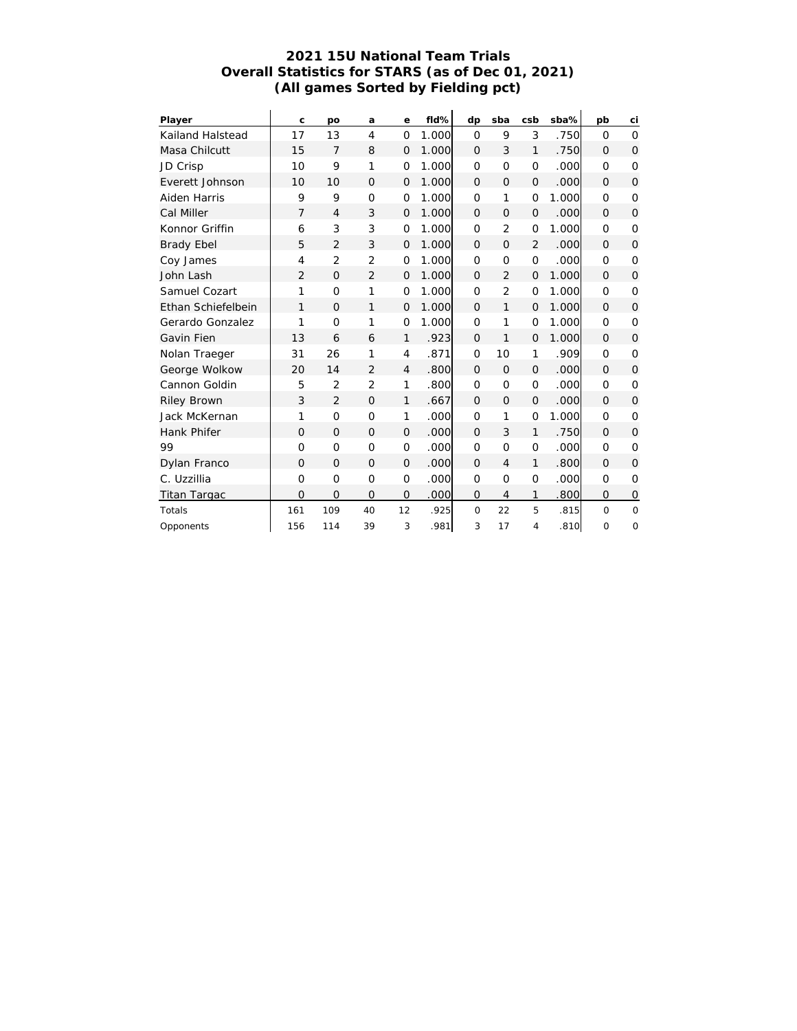# 2021 15U National Team Trials
## Overall Statistics for STARS (as of Dec 01, 2021)
### (All games Sorted by Fielding pct)

| Player | c | po | a | e | fld% | dp | sba | csb | sba% | pb | ci |
|---|---|---|---|---|---|---|---|---|---|---|---|
| Kailand Halstead | 17 | 13 | 4 | 0 | 1.000 | 0 | 9 | 3 | .750 | 0 | 0 |
| Masa Chilcutt | 15 | 7 | 8 | 0 | 1.000 | 0 | 3 | 1 | .750 | 0 | 0 |
| JD Crisp | 10 | 9 | 1 | 0 | 1.000 | 0 | 0 | 0 | .000 | 0 | 0 |
| Everett Johnson | 10 | 10 | 0 | 0 | 1.000 | 0 | 0 | 0 | .000 | 0 | 0 |
| Aiden Harris | 9 | 9 | 0 | 0 | 1.000 | 0 | 1 | 0 | 1.000 | 0 | 0 |
| Cal Miller | 7 | 4 | 3 | 0 | 1.000 | 0 | 0 | 0 | .000 | 0 | 0 |
| Konnor Griffin | 6 | 3 | 3 | 0 | 1.000 | 0 | 2 | 0 | 1.000 | 0 | 0 |
| Brady Ebel | 5 | 2 | 3 | 0 | 1.000 | 0 | 0 | 2 | .000 | 0 | 0 |
| Coy James | 4 | 2 | 2 | 0 | 1.000 | 0 | 0 | 0 | .000 | 0 | 0 |
| John Lash | 2 | 0 | 2 | 0 | 1.000 | 0 | 2 | 0 | 1.000 | 0 | 0 |
| Samuel Cozart | 1 | 0 | 1 | 0 | 1.000 | 0 | 2 | 0 | 1.000 | 0 | 0 |
| Ethan Schiefelbein | 1 | 0 | 1 | 0 | 1.000 | 0 | 1 | 0 | 1.000 | 0 | 0 |
| Gerardo Gonzalez | 1 | 0 | 1 | 0 | 1.000 | 0 | 1 | 0 | 1.000 | 0 | 0 |
| Gavin Fien | 13 | 6 | 6 | 1 | .923 | 0 | 1 | 0 | 1.000 | 0 | 0 |
| Nolan Traeger | 31 | 26 | 1 | 4 | .871 | 0 | 10 | 1 | .909 | 0 | 0 |
| George Wolkow | 20 | 14 | 2 | 4 | .800 | 0 | 0 | 0 | .000 | 0 | 0 |
| Cannon Goldin | 5 | 2 | 2 | 1 | .800 | 0 | 0 | 0 | .000 | 0 | 0 |
| Riley Brown | 3 | 2 | 0 | 1 | .667 | 0 | 0 | 0 | .000 | 0 | 0 |
| Jack McKernan | 1 | 0 | 0 | 1 | .000 | 0 | 1 | 0 | 1.000 | 0 | 0 |
| Hank Phifer | 0 | 0 | 0 | 0 | .000 | 0 | 3 | 1 | .750 | 0 | 0 |
| 99 | 0 | 0 | 0 | 0 | .000 | 0 | 0 | 0 | .000 | 0 | 0 |
| Dylan Franco | 0 | 0 | 0 | 0 | .000 | 0 | 4 | 1 | .800 | 0 | 0 |
| C. Uzzillia | 0 | 0 | 0 | 0 | .000 | 0 | 0 | 0 | .000 | 0 | 0 |
| Titan Targac | 0 | 0 | 0 | 0 | .000 | 0 | 4 | 1 | .800 | 0 | 0 |
| Totals | 161 | 109 | 40 | 12 | .925 | 0 | 22 | 5 | .815 | 0 | 0 |
| Opponents | 156 | 114 | 39 | 3 | .981 | 3 | 17 | 4 | .810 | 0 | 0 |